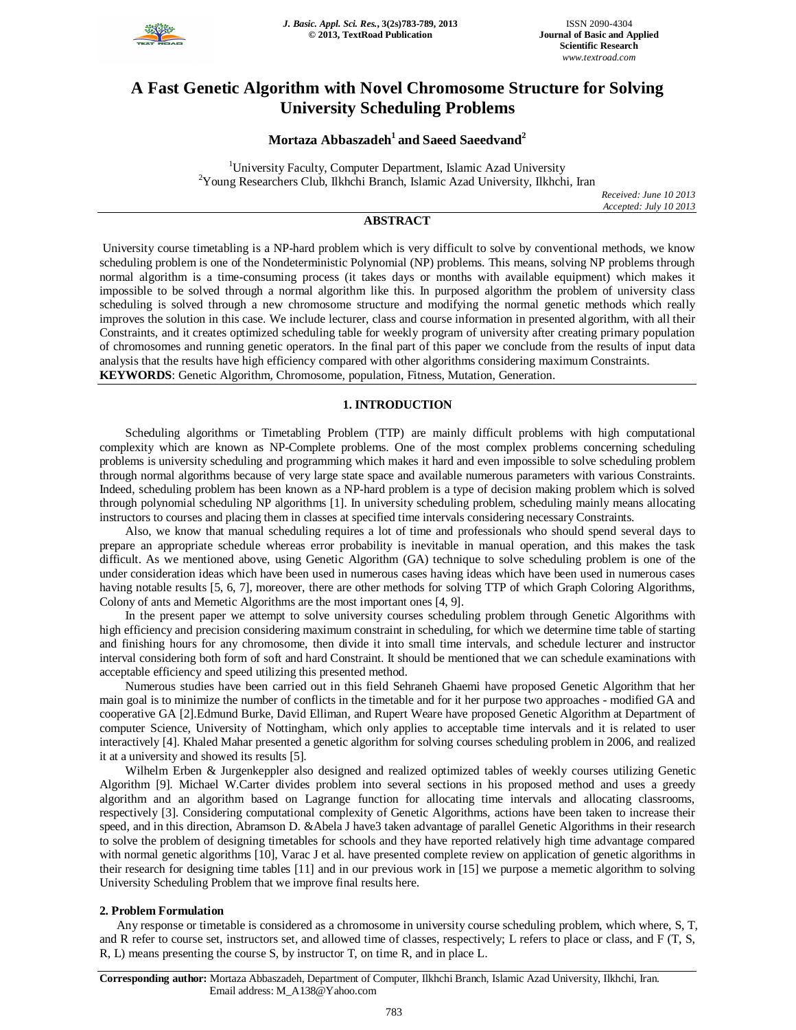# A Fast Genetic Algorithm with Novel Chromosome Structure for Solving University Scheduling Problems

**Mortaza Abbaszadeh[1] and Saeed Saeedvand[2]**

[1]University Faculty, Computer Department, Islamic Azad University
[2]Young Researchers Club, Ilkhchi Branch, Islamic Azad University, Ilkhchi, Iran

*Received: June 10 2013*
*Accepted: July 10 2013*

## ABSTRACT

University course timetabling is a NP-hard problem which is very difficult to solve by conventional methods, we know scheduling problem is one of the Nondeterministic Polynomial (NP) problems. This means, solving NP problems through normal algorithm is a time-consuming process (it takes days or months with available equipment) which makes it impossible to be solved through a normal algorithm like this. In purposed algorithm the problem of university class scheduling is solved through a new chromosome structure and modifying the normal genetic methods which really improves the solution in this case. We include lecturer, class and course information in presented algorithm, with all their Constraints, and it creates optimized scheduling table for weekly program of university after creating primary population of chromosomes and running genetic operators. In the final part of this paper we conclude from the results of input data analysis that the results have high efficiency compared with other algorithms considering maximum Constraints.

**KEYWORDS**: Genetic Algorithm, Chromosome, population, Fitness, Mutation, Generation.

## 1. INTRODUCTION

Scheduling algorithms or Timetabling Problem (TTP) are mainly difficult problems with high computational complexity which are known as NP-Complete problems. One of the most complex problems concerning scheduling problems is university scheduling and programming which makes it hard and even impossible to solve scheduling problem through normal algorithms because of very large state space and available numerous parameters with various Constraints. Indeed, scheduling problem has been known as a NP-hard problem is a type of decision making problem which is solved through polynomial scheduling NP algorithms [1]. In university scheduling problem, scheduling mainly means allocating instructors to courses and placing them in classes at specified time intervals considering necessary Constraints.

Also, we know that manual scheduling requires a lot of time and professionals who should spend several days to prepare an appropriate schedule whereas error probability is inevitable in manual operation, and this makes the task difficult. As we mentioned above, using Genetic Algorithm (GA) technique to solve scheduling problem is one of the under consideration ideas which have been used in numerous cases having ideas which have been used in numerous cases having notable results [5, 6, 7], moreover, there are other methods for solving TTP of which Graph Coloring Algorithms, Colony of ants and Memetic Algorithms are the most important ones [4, 9].

In the present paper we attempt to solve university courses scheduling problem through Genetic Algorithms with high efficiency and precision considering maximum constraint in scheduling, for which we determine time table of starting and finishing hours for any chromosome, then divide it into small time intervals, and schedule lecturer and instructor interval considering both form of soft and hard Constraint. It should be mentioned that we can schedule examinations with acceptable efficiency and speed utilizing this presented method.

Numerous studies have been carried out in this field Sehraneh Ghaemi have proposed Genetic Algorithm that her main goal is to minimize the number of conflicts in the timetable and for it her purpose two approaches - modified GA and cooperative GA [2].Edmund Burke, David Elliman, and Rupert Weare have proposed Genetic Algorithm at Department of computer Science, University of Nottingham, which only applies to acceptable time intervals and it is related to user interactively [4]. Khaled Mahar presented a genetic algorithm for solving courses scheduling problem in 2006, and realized it at a university and showed its results [5].

Wilhelm Erben & Jurgenkeppler also designed and realized optimized tables of weekly courses utilizing Genetic Algorithm [9]. Michael W.Carter divides problem into several sections in his proposed method and uses a greedy algorithm and an algorithm based on Lagrange function for allocating time intervals and allocating classrooms, respectively [3]. Considering computational complexity of Genetic Algorithms, actions have been taken to increase their speed, and in this direction, Abramson D. &Abela J have3 taken advantage of parallel Genetic Algorithms in their research to solve the problem of designing timetables for schools and they have reported relatively high time advantage compared with normal genetic algorithms [10], Varac J et al. have presented complete review on application of genetic algorithms in their research for designing time tables [11] and in our previous work in [15] we purpose a memetic algorithm to solving University Scheduling Problem that we improve final results here.

### 2. Problem Formulation

Any response or timetable is considered as a chromosome in university course scheduling problem, which where, S, T, and R refer to course set, instructors set, and allowed time of classes, respectively; L refers to place or class, and F (T, S, R, L) means presenting the course S, by instructor T, on time R, and in place L.

**Corresponding author:** Mortaza Abbaszadeh, Department of Computer, Ilkhchi Branch, Islamic Azad University, Ilkhchi, Iran. Email address: M_A138@Yahoo.com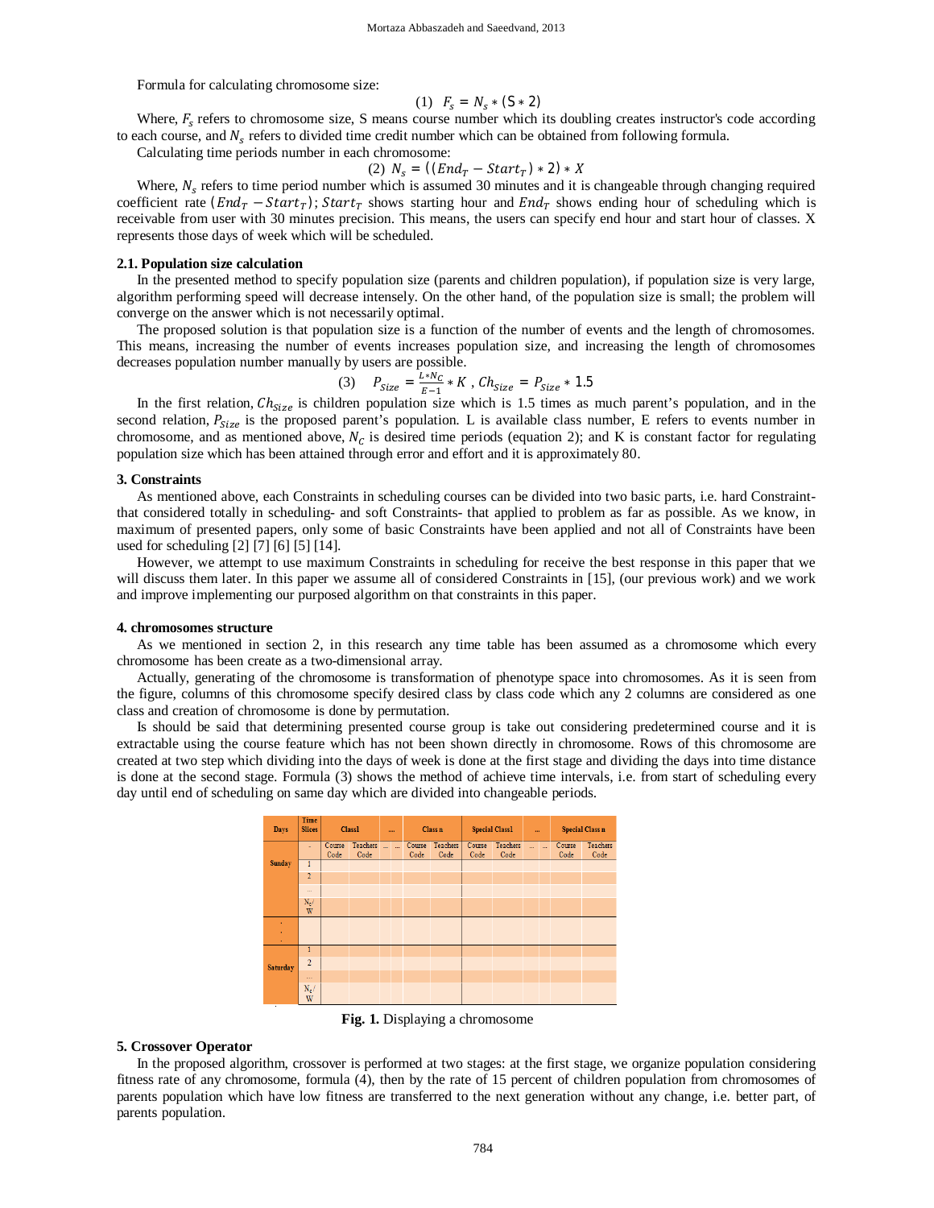Formula for calculating chromosome size:

$$(1)\quad F_s = N_s * (S * 2)$$

Where, $F_s$ refers to chromosome size, S means course number which its doubling creates instructor's code according to each course, and $N_s$ refers to divided time credit number which can be obtained from following formula.

Calculating time periods number in each chromosome:

$$(2)\quad N_s = ((End_T - Start_T) * 2) * X$$

Where, $N_s$ refers to time period number which is assumed 30 minutes and it is changeable through changing required coefficient rate $(End_T - Start_T)$; $Start_T$ shows starting hour and $End_T$ shows ending hour of scheduling which is receivable from user with 30 minutes precision. This means, the users can specify end hour and start hour of classes. X represents those days of week which will be scheduled.

### 2.1. Population size calculation

In the presented method to specify population size (parents and children population), if population size is very large, algorithm performing speed will decrease intensely. On the other hand, of the population size is small; the problem will converge on the answer which is not necessarily optimal.

The proposed solution is that population size is a function of the number of events and the length of chromosomes. This means, increasing the number of events increases population size, and increasing the length of chromosomes decreases population number manually by users are possible.

$$(3)\quad P_{Size} = \frac{L * N_C}{E - 1} * K \text{ , } Ch_{Size} = P_{Size} * 1.5$$

In the first relation, $Ch_{Size}$ is children population size which is 1.5 times as much parent's population, and in the second relation, $P_{Size}$ is the proposed parent's population. L is available class number, E refers to events number in chromosome, and as mentioned above, $N_C$ is desired time periods (equation 2); and K is constant factor for regulating population size which has been attained through error and effort and it is approximately 80.

## 3. Constraints

As mentioned above, each Constraints in scheduling courses can be divided into two basic parts, i.e. hard Constraint- that considered totally in scheduling- and soft Constraints- that applied to problem as far as possible. As we know, in maximum of presented papers, only some of basic Constraints have been applied and not all of Constraints have been used for scheduling [2] [7] [6] [5] [14].

However, we attempt to use maximum Constraints in scheduling for receive the best response in this paper that we will discuss them later. In this paper we assume all of considered Constraints in [15], (our previous work) and we work and improve implementing our purposed algorithm on that constraints in this paper.

## 4. chromosomes structure

As we mentioned in section 2, in this research any time table has been assumed as a chromosome which every chromosome has been create as a two-dimensional array.

Actually, generating of the chromosome is transformation of phenotype space into chromosomes. As it is seen from the figure, columns of this chromosome specify desired class by class code which any 2 columns are considered as one class and creation of chromosome is done by permutation.

Is should be said that determining presented course group is take out considering predetermined course and it is extractable using the course feature which has not been shown directly in chromosome. Rows of this chromosome are created at two step which dividing into the days of week is done at the first stage and dividing the days into time distance is done at the second stage. Formula (3) shows the method of achieve time intervals, i.e. from start of scheduling every day until end of scheduling on same day which are divided into changeable periods.

| Days | Time Slices | Class1 | | .... | | Class n | | Special Class1 | | ... | | Special Class n | |
|---|---|---|---|---|---|---|---|---|---|---|---|---|---|
| | - | Course Code | Teachers Code | ... | ... | Course Code | Teachers Code | Course Code | Teachers Code | ... | ... | Course Code | Teachers Code |
| Sunday | 1 | | | | | | | | | | | | |
| | 2 | | | | | | | | | | | | |
| | ... | | | | | | | | | | | | |
| | $N_c$/W | | | | | | | | | | | | |
| . . . | | | | | | | | | | | | | |
| Saturday | 1 | | | | | | | | | | | | |
| | 2 | | | | | | | | | | | | |
| | ... | | | | | | | | | | | | |
| | $N_c$/W | | | | | | | | | | | | |

**Fig. 1.** Displaying a chromosome

## 5. Crossover Operator

In the proposed algorithm, crossover is performed at two stages: at the first stage, we organize population considering fitness rate of any chromosome, formula (4), then by the rate of 15 percent of children population from chromosomes of parents population which have low fitness are transferred to the next generation without any change, i.e. better part, of parents population.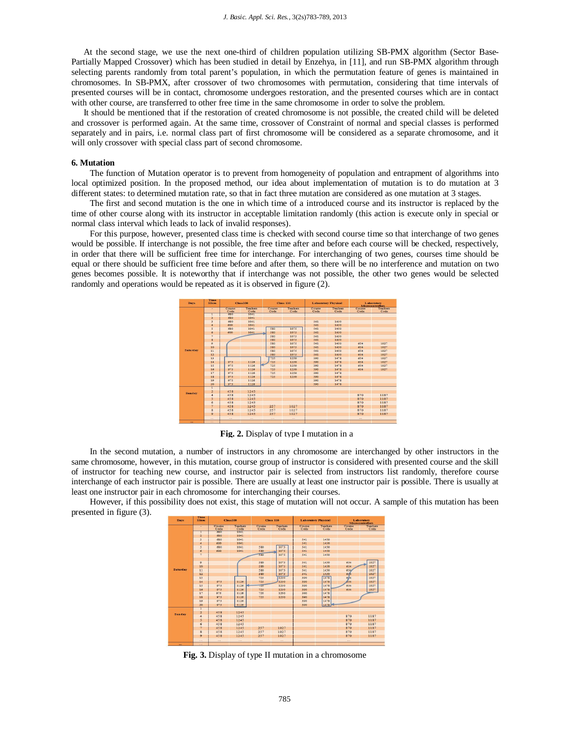At the second stage, we use the next one-third of children population utilizing SB-PMX algorithm (Sector Base-Partially Mapped Crossover) which has been studied in detail by Enzehya, in [11], and run SB-PMX algorithm through selecting parents randomly from total parent's population, in which the permutation feature of genes is maintained in chromosomes. In SB-PMX, after crossover of two chromosomes with permutation, considering that time intervals of presented courses will be in contact, chromosome undergoes restoration, and the presented courses which are in contact with other course, are transferred to other free time in the same chromosome in order to solve the problem.

It should be mentioned that if the restoration of created chromosome is not possible, the created child will be deleted and crossover is performed again. At the same time, crossover of Constraint of normal and special classes is performed separately and in pairs, i.e. normal class part of first chromosome will be considered as a separate chromosome, and it will only crossover with special class part of second chromosome.

### 6. Mutation

The function of Mutation operator is to prevent from homogeneity of population and entrapment of algorithms into local optimized position. In the proposed method, our idea about implementation of mutation is to do mutation at 3 different states: to determined mutation rate, so that in fact three mutation are considered as one mutation at 3 stages.

The first and second mutation is the one in which time of a introduced course and its instructor is replaced by the time of other course along with its instructor in acceptable limitation randomly (this action is execute only in special or normal class interval which leads to lack of invalid responses).

For this purpose, however, presented class time is checked with second course time so that interchange of two genes would be possible. If interchange is not possible, the free time after and before each course will be checked, respectively, in order that there will be sufficient free time for interchange. For interchanging of two genes, courses time should be equal or there should be sufficient free time before and after them, so there will be no interference and mutation on two genes becomes possible. It is noteworthy that if interchange was not possible, the other two genes would be selected randomly and operations would be repeated as it is observed in figure (2).

| Days | Time Slices | Class100 | | Class 110 | | Laboratory Physical | | Laboratory Microcontrollers | |
|---|---|---|---|---|---|---|---|---|---|
| | - | Course Code | Teachers Code | Course Code | Teachers Code | Course Code | Teachers Code | Course Code | Teachers Code |
| Saturday | 1 | 680 | 1041 | | | | | | |
| | 2 | 680 | 1041 | | | | | | |
| | 3 | 680 | 1041 | | | 541 | 1450 | | |
| | 4 | 680 | 1041 | | | 541 | 1450 | | |
| | 5 | 680 | 1041 | 580 | 1075 | 541 | 1450 | | |
| | 6 | 680 | 1041 | 580 | 1075 | 541 | 1450 | | |
| | 7 | | | 580 | 1075 | 541 | 1450 | | |
| | 8 | | | 580 | 1075 | 541 | 1450 | | |
| | 9 | | | 580 | 1075 | 541 | 1450 | 654 | 1027 |
| | 10 | | | 580 | 1075 | 541 | 1450 | 654 | 1027 |
| | 11 | | | 580 | 1075 | 541 | 1450 | 654 | 1027 |
| | 12 | | | 580 | 1075 | 541 | 1450 | 654 | 1027 |
| | 13 | | | 725 | 1250 | 390 | 1478 | 654 | 1027 |
| | 14 | 973 | 1126 | 725 | 1250 | 390 | 1478 | 654 | 1027 |
| | 15 | 973 | 1126 | 725 | 1250 | 390 | 1478 | 654 | 1027 |
| | 16 | 973 | 1126 | 725 | 1250 | 390 | 1478 | 654 | 1027 |
| | 17 | 973 | 1126 | 725 | 1250 | 390 | 1478 | | |
| | 18 | 973 | 1126 | 725 | 1250 | 390 | 1478 | | |
| | 19 | 973 | 1126 | | | 390 | 1478 | | |
| | 20 | 973 | 1126 | | | 390 | 1478 | | |
| Sunday | 1 | | | | | | | | |
| | 2 | 458 | 1245 | | | | | | |
| | 4 | 458 | 1245 | | | | | 870 | 1187 |
| | 5 | 458 | 1245 | | | | | 870 | 1187 |
| | 6 | 458 | 1245 | | | | | 870 | 1187 |
| | 7 | 458 | 1245 | 257 | 1027 | | | 870 | 1187 |
| | 8 | 458 | 1245 | 257 | 1027 | | | 870 | 1187 |
| | 9 | 458 | 1245 | 257 | 1027 | | | 870 | 1187 |
| | ... | ... | ... | ... | ... | | | ... | |
| ... | ... | | | | | | | | |

**Fig. 2.** Display of type I mutation in a

In the second mutation, a number of instructors in any chromosome are interchanged by other instructors in the same chromosome, however, in this mutation, course group of instructor is considered with presented course and the skill of instructor for teaching new course, and instructor pair is selected from instructors list randomly, therefore course interchange of each instructor pair is possible. There are usually at least one instructor pair is possible. There is usually at least one instructor pair in each chromosome for interchanging their courses.

However, if this possibility does not exist, this stage of mutation will not occur. A sample of this mutation has been presented in figure (3).

| Days | Time Slices | Class100 | | Class 110 | | Laboratory Physical | | Laboratory Microcontrollers | |
|---|---|---|---|---|---|---|---|---|---|
| | - | Course Code | Teachers Code | Course Code | Teachers Code | Course Code | Teachers Code | Course Code | Teachers Code |
| Saturday | 1 | 680 | 1041 | | | | | | |
| | 2 | 680 | 1041 | | | | | | |
| | 3 | 680 | 1041 | | | 541 | 1450 | | |
| | 4 | 680 | 1041 | | | 541 | 1450 | | |
| | 5 | 680 | 1041 | 580 | 1075 | 541 | 1450 | | |
| | 6 | 680 | 1041 | 580 | 1075 | 541 | 1450 | | |
| | 7 | | | 580 | 1075 | 541 | 1450 | | |
| | | | | | | | | | |
| | 9 | | | 580 | 1075 | 541 | 1450 | 654 | 1027 |
| | 10 | | | 580 | 1075 | 541 | 1450 | 654 | 1027 |
| | 11 | | | 580 | 1075 | 541 | 1450 | 654 | 1027 |
| | 12 | | | 580 | 1075 | 541 | 1450 | 654 | 1027 |
| | 13 | | | 725 | 1250 | 390 | 1478 | 654 | 1027 |
| | 14 | 973 | 1126 | 725 | 1250 | 390 | 1478 | 654 | 1027 |
| | 15 | 973 | 1126 | 725 | 1250 | 390 | 1478 | 654 | 1027 |
| | 16 | 973 | 1126 | 725 | 1250 | 390 | 1478 | 654 | 1027 |
| | 17 | 973 | 1126 | 725 | 1250 | 390 | 1478 | | |
| | 18 | 973 | 1126 | 725 | 1250 | 390 | 1478 | | |
| | 19 | 973 | 1126 | | | 390 | 1478 | | |
| | 20 | 973 | 1126 | | | 390 | 1478 | | |
| Sunday | 1 | | | | | | | | |
| | 2 | 458 | 1245 | | | | | | |
| | 4 | 458 | 1245 | | | | | 870 | 1187 |
| | 5 | 458 | 1245 | | | | | 870 | 1187 |
| | 6 | 458 | 1245 | | | | | 870 | 1187 |
| | 7 | 458 | 1245 | 257 | 1027 | | | 870 | 1187 |
| | 8 | 458 | 1245 | 257 | 1027 | | | 870 | 1187 |
| | 9 | 458 | 1245 | 257 | 1027 | | | 870 | 1187 |
| | ... | ... | ... | ... | ... | | | ... | |
| ... | ... | | | | | | | | |

**Fig. 3.** Display of type II mutation in a chromosome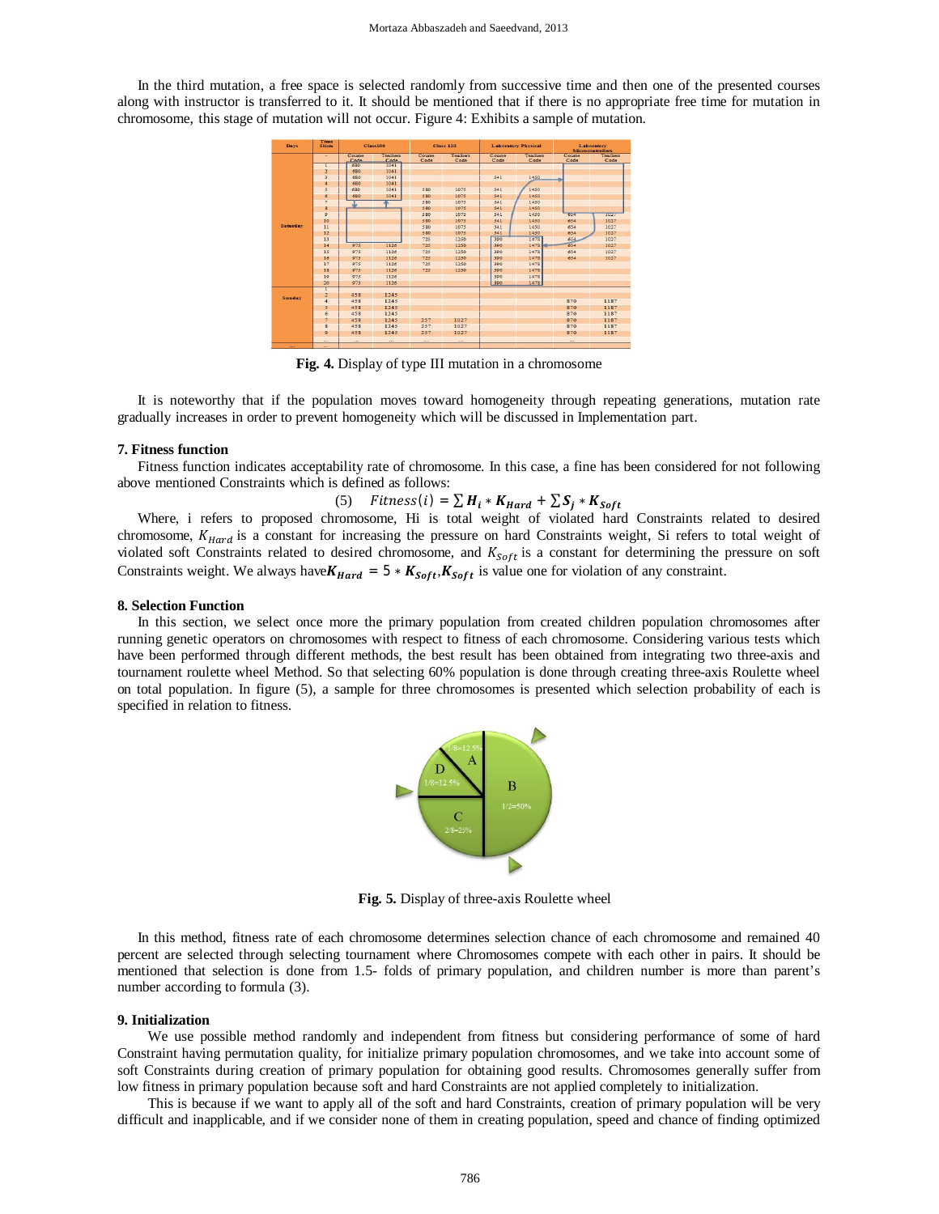In the third mutation, a free space is selected randomly from successive time and then one of the presented courses along with instructor is transferred to it. It should be mentioned that if there is no appropriate free time for mutation in chromosome, this stage of mutation will not occur. Figure 4: Exhibits a sample of mutation.

**Fig. 4.** Display of type III mutation in a chromosome

It is noteworthy that if the population moves toward homogeneity through repeating generations, mutation rate gradually increases in order to prevent homogeneity which will be discussed in Implementation part.

### 7. Fitness function

Fitness function indicates acceptability rate of chromosome. In this case, a fine has been considered for not following above mentioned Constraints which is defined as follows:

$$(5) \quad Fitness(i) = \sum \boldsymbol{H_i} * \boldsymbol{K_{Hard}} + \sum \boldsymbol{S_j} * \boldsymbol{K_{Soft}}$$

Where, i refers to proposed chromosome, Hi is total weight of violated hard Constraints related to desired chromosome, $K_{Hard}$ is a constant for increasing the pressure on hard Constraints weight, Si refers to total weight of violated soft Constraints related to desired chromosome, and $K_{Soft}$ is a constant for determining the pressure on soft Constraints weight. We always have $\boldsymbol{K_{Hard}} = 5 * \boldsymbol{K_{Soft}}$, $\boldsymbol{K_{Soft}}$ is value one for violation of any constraint.

### 8. Selection Function

In this section, we select once more the primary population from created children population chromosomes after running genetic operators on chromosomes with respect to fitness of each chromosome. Considering various tests which have been performed through different methods, the best result has been obtained from integrating two three-axis and tournament roulette wheel Method. So that selecting 60% population is done through creating three-axis Roulette wheel on total population. In figure (5), a sample for three chromosomes is presented which selection probability of each is specified in relation to fitness.

**Fig. 5.** Display of three-axis Roulette wheel

In this method, fitness rate of each chromosome determines selection chance of each chromosome and remained 40 percent are selected through selecting tournament where Chromosomes compete with each other in pairs. It should be mentioned that selection is done from 1.5- folds of primary population, and children number is more than parent's number according to formula (3).

### 9. Initialization

We use possible method randomly and independent from fitness but considering performance of some of hard Constraint having permutation quality, for initialize primary population chromosomes, and we take into account some of soft Constraints during creation of primary population for obtaining good results. Chromosomes generally suffer from low fitness in primary population because soft and hard Constraints are not applied completely to initialization.

This is because if we want to apply all of the soft and hard Constraints, creation of primary population will be very difficult and inapplicable, and if we consider none of them in creating population, speed and chance of finding optimized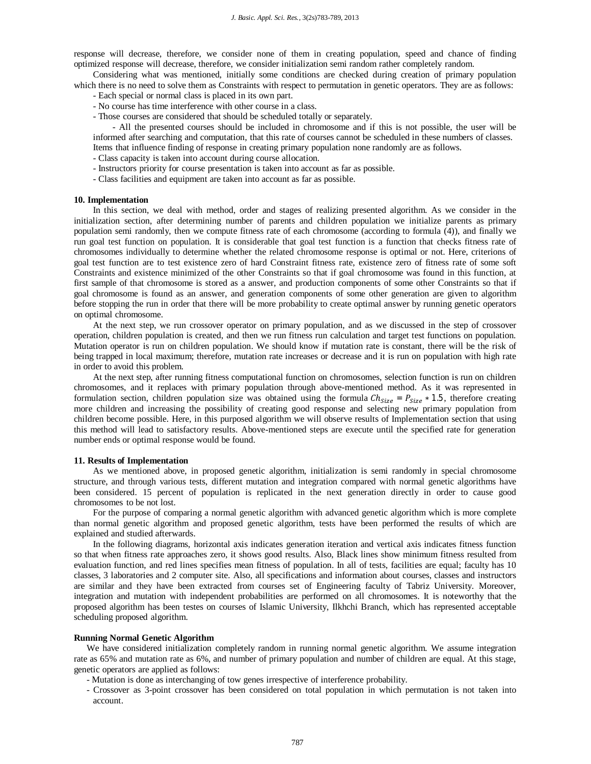response will decrease, therefore, we consider none of them in creating population, speed and chance of finding optimized response will decrease, therefore, we consider initialization semi random rather completely random.

Considering what was mentioned, initially some conditions are checked during creation of primary population which there is no need to solve them as Constraints with respect to permutation in genetic operators. They are as follows:

- Each special or normal class is placed in its own part.
- No course has time interference with other course in a class.
- Those courses are considered that should be scheduled totally or separately.
- All the presented courses should be included in chromosome and if this is not possible, the user will be informed after searching and computation, that this rate of courses cannot be scheduled in these numbers of classes.

Items that influence finding of response in creating primary population none randomly are as follows.

- Class capacity is taken into account during course allocation.
- Instructors priority for course presentation is taken into account as far as possible.
- Class facilities and equipment are taken into account as far as possible.

## 10. Implementation

In this section, we deal with method, order and stages of realizing presented algorithm. As we consider in the initialization section, after determining number of parents and children population we initialize parents as primary population semi randomly, then we compute fitness rate of each chromosome (according to formula (4)), and finally we run goal test function on population. It is considerable that goal test function is a function that checks fitness rate of chromosomes individually to determine whether the related chromosome response is optimal or not. Here, criterions of goal test function are to test existence zero of hard Constraint fitness rate, existence zero of fitness rate of some soft Constraints and existence minimized of the other Constraints so that if goal chromosome was found in this function, at first sample of that chromosome is stored as a answer, and production components of some other Constraints so that if goal chromosome is found as an answer, and generation components of some other generation are given to algorithm before stopping the run in order that there will be more probability to create optimal answer by running genetic operators on optimal chromosome.

At the next step, we run crossover operator on primary population, and as we discussed in the step of crossover operation, children population is created, and then we run fitness run calculation and target test functions on population. Mutation operator is run on children population. We should know if mutation rate is constant, there will be the risk of being trapped in local maximum; therefore, mutation rate increases or decrease and it is run on population with high rate in order to avoid this problem.

At the next step, after running fitness computational function on chromosomes, selection function is run on children chromosomes, and it replaces with primary population through above-mentioned method. As it was represented in formulation section, children population size was obtained using the formula $Ch_{Size} = P_{Size} * 1.5$, therefore creating more children and increasing the possibility of creating good response and selecting new primary population from children become possible. Here, in this purposed algorithm we will observe results of Implementation section that using this method will lead to satisfactory results. Above-mentioned steps are execute until the specified rate for generation number ends or optimal response would be found.

## 11. Results of Implementation

As we mentioned above, in proposed genetic algorithm, initialization is semi randomly in special chromosome structure, and through various tests, different mutation and integration compared with normal genetic algorithms have been considered. 15 percent of population is replicated in the next generation directly in order to cause good chromosomes to be not lost.

For the purpose of comparing a normal genetic algorithm with advanced genetic algorithm which is more complete than normal genetic algorithm and proposed genetic algorithm, tests have been performed the results of which are explained and studied afterwards.

In the following diagrams, horizontal axis indicates generation iteration and vertical axis indicates fitness function so that when fitness rate approaches zero, it shows good results. Also, Black lines show minimum fitness resulted from evaluation function, and red lines specifies mean fitness of population. In all of tests, facilities are equal; faculty has 10 classes, 3 laboratories and 2 computer site. Also, all specifications and information about courses, classes and instructors are similar and they have been extracted from courses set of Engineering faculty of Tabriz University. Moreover, integration and mutation with independent probabilities are performed on all chromosomes. It is noteworthy that the proposed algorithm has been testes on courses of Islamic University, Ilkhchi Branch, which has represented acceptable scheduling proposed algorithm.

### Running Normal Genetic Algorithm

We have considered initialization completely random in running normal genetic algorithm. We assume integration rate as 65% and mutation rate as 6%, and number of primary population and number of children are equal. At this stage, genetic operators are applied as follows:

- Mutation is done as interchanging of tow genes irrespective of interference probability.
- Crossover as 3-point crossover has been considered on total population in which permutation is not taken into account.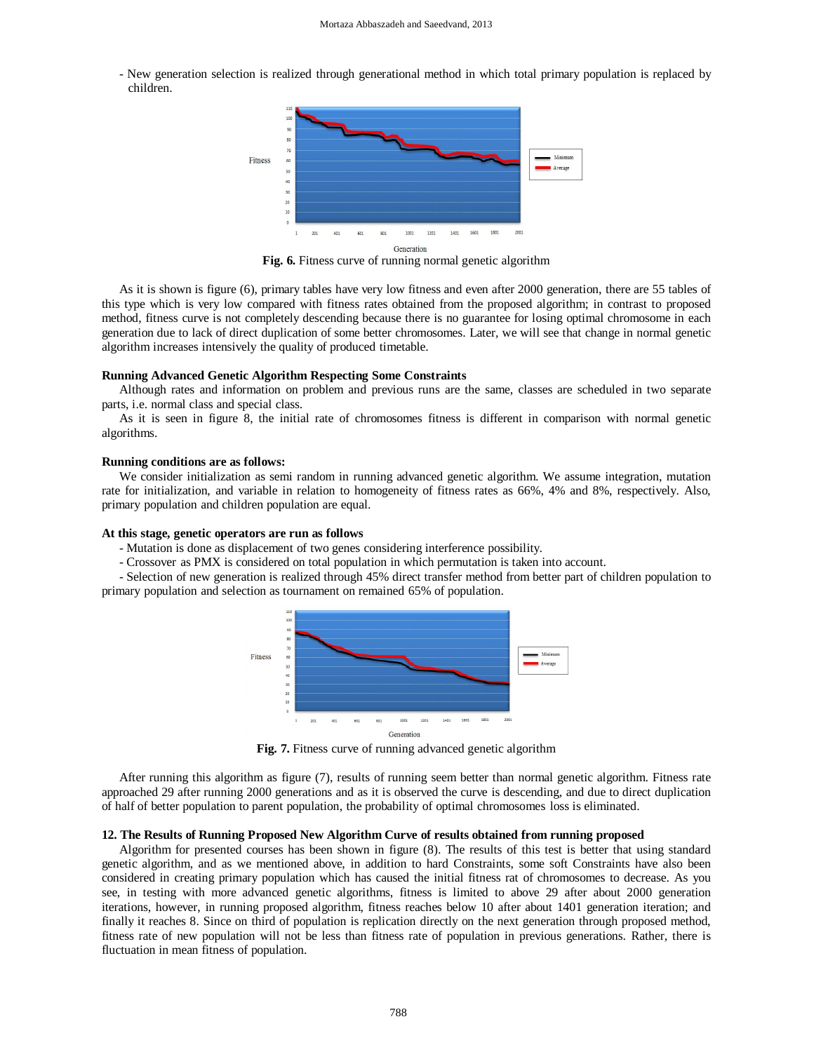- New generation selection is realized through generational method in which total primary population is replaced by children.

**Fig. 6.** Fitness curve of running normal genetic algorithm

As it is shown is figure (6), primary tables have very low fitness and even after 2000 generation, there are 55 tables of this type which is very low compared with fitness rates obtained from the proposed algorithm; in contrast to proposed method, fitness curve is not completely descending because there is no guarantee for losing optimal chromosome in each generation due to lack of direct duplication of some better chromosomes. Later, we will see that change in normal genetic algorithm increases intensively the quality of produced timetable.

**Running Advanced Genetic Algorithm Respecting Some Constraints**

Although rates and information on problem and previous runs are the same, classes are scheduled in two separate parts, i.e. normal class and special class.

As it is seen in figure 8, the initial rate of chromosomes fitness is different in comparison with normal genetic algorithms.

**Running conditions are as follows:**

We consider initialization as semi random in running advanced genetic algorithm. We assume integration, mutation rate for initialization, and variable in relation to homogeneity of fitness rates as 66%, 4% and 8%, respectively. Also, primary population and children population are equal.

**At this stage, genetic operators are run as follows**

- Mutation is done as displacement of two genes considering interference possibility.
- Crossover as PMX is considered on total population in which permutation is taken into account.
- Selection of new generation is realized through 45% direct transfer method from better part of children population to primary population and selection as tournament on remained 65% of population.

**Fig. 7.** Fitness curve of running advanced genetic algorithm

After running this algorithm as figure (7), results of running seem better than normal genetic algorithm. Fitness rate approached 29 after running 2000 generations and as it is observed the curve is descending, and due to direct duplication of half of better population to parent population, the probability of optimal chromosomes loss is eliminated.

**12. The Results of Running Proposed New Algorithm Curve of results obtained from running proposed**

Algorithm for presented courses has been shown in figure (8). The results of this test is better that using standard genetic algorithm, and as we mentioned above, in addition to hard Constraints, some soft Constraints have also been considered in creating primary population which has caused the initial fitness rat of chromosomes to decrease. As you see, in testing with more advanced genetic algorithms, fitness is limited to above 29 after about 2000 generation iterations, however, in running proposed algorithm, fitness reaches below 10 after about 1401 generation iteration; and finally it reaches 8. Since on third of population is replication directly on the next generation through proposed method, fitness rate of new population will not be less than fitness rate of population in previous generations. Rather, there is fluctuation in mean fitness of population.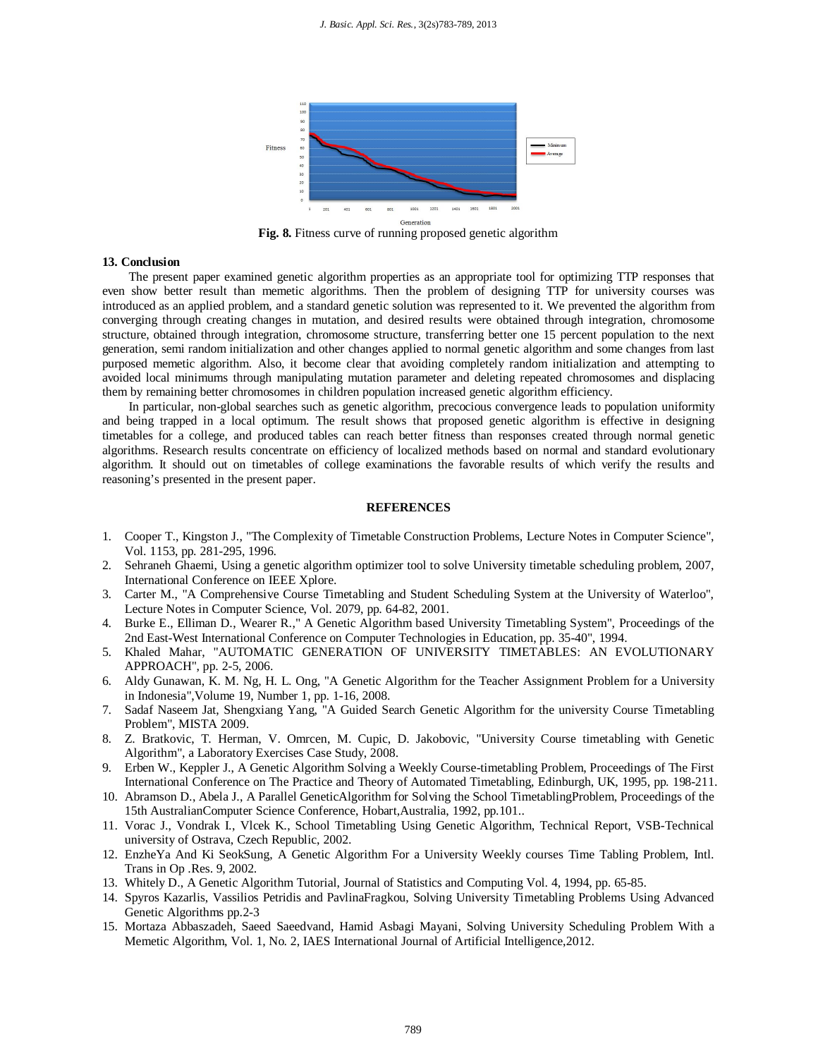Fitness

110
100
90
80
70
60
50
40
30
20
10
0

1 201 401 601 801 1001 1201 1401 1601 1801 2001

Generation

Minimum
Average

**Fig. 8.** Fitness curve of running proposed genetic algorithm

## 13. Conclusion

The present paper examined genetic algorithm properties as an appropriate tool for optimizing TTP responses that even show better result than memetic algorithms. Then the problem of designing TTP for university courses was introduced as an applied problem, and a standard genetic solution was represented to it. We prevented the algorithm from converging through creating changes in mutation, and desired results were obtained through integration, chromosome structure, obtained through integration, chromosome structure, transferring better one 15 percent population to the next generation, semi random initialization and other changes applied to normal genetic algorithm and some changes from last purposed memetic algorithm. Also, it become clear that avoiding completely random initialization and attempting to avoided local minimums through manipulating mutation parameter and deleting repeated chromosomes and displacing them by remaining better chromosomes in children population increased genetic algorithm efficiency.

In particular, non-global searches such as genetic algorithm, precocious convergence leads to population uniformity and being trapped in a local optimum. The result shows that proposed genetic algorithm is effective in designing timetables for a college, and produced tables can reach better fitness than responses created through normal genetic algorithms. Research results concentrate on efficiency of localized methods based on normal and standard evolutionary algorithm. It should out on timetables of college examinations the favorable results of which verify the results and reasoning's presented in the present paper.

## REFERENCES

1. Cooper T., Kingston J., "The Complexity of Timetable Construction Problems, Lecture Notes in Computer Science", Vol. 1153, pp. 281-295, 1996.
2. Sehraneh Ghaemi, Using a genetic algorithm optimizer tool to solve University timetable scheduling problem, 2007, International Conference on IEEE Xplore.
3. Carter M., "A Comprehensive Course Timetabling and Student Scheduling System at the University of Waterloo", Lecture Notes in Computer Science, Vol. 2079, pp. 64-82, 2001.
4. Burke E., Elliman D., Wearer R.," A Genetic Algorithm based University Timetabling System", Proceedings of the 2nd East-West International Conference on Computer Technologies in Education, pp. 35-40", 1994.
5. Khaled Mahar, "AUTOMATIC GENERATION OF UNIVERSITY TIMETABLES: AN EVOLUTIONARY APPROACH", pp. 2-5, 2006.
6. Aldy Gunawan, K. M. Ng, H. L. Ong, "A Genetic Algorithm for the Teacher Assignment Problem for a University in Indonesia",Volume 19, Number 1, pp. 1-16, 2008.
7. Sadaf Naseem Jat, Shengxiang Yang, "A Guided Search Genetic Algorithm for the university Course Timetabling Problem", MISTA 2009.
8. Z. Bratkovic, T. Herman, V. Omrcen, M. Cupic, D. Jakobovic, "University Course timetabling with Genetic Algorithm", a Laboratory Exercises Case Study, 2008.
9. Erben W., Keppler J., A Genetic Algorithm Solving a Weekly Course-timetabling Problem, Proceedings of The First International Conference on The Practice and Theory of Automated Timetabling, Edinburgh, UK, 1995, pp. 198-211.
10. Abramson D., Abela J., A Parallel GeneticAlgorithm for Solving the School TimetablingProblem, Proceedings of the 15th AustralianComputer Science Conference, Hobart,Australia, 1992, pp.101..
11. Vorac J., Vondrak I., Vlcek K., School Timetabling Using Genetic Algorithm, Technical Report, VSB-Technical university of Ostrava, Czech Republic, 2002.
12. EnzheYa And Ki SeokSung, A Genetic Algorithm For a University Weekly courses Time Tabling Problem, Intl. Trans in Op .Res. 9, 2002.
13. Whitely D., A Genetic Algorithm Tutorial, Journal of Statistics and Computing Vol. 4, 1994, pp. 65-85.
14. Spyros Kazarlis, Vassilios Petridis and PavlinaFragkou, Solving University Timetabling Problems Using Advanced Genetic Algorithms pp.2-3
15. Mortaza Abbaszadeh, Saeed Saeedvand, Hamid Asbagi Mayani, Solving University Scheduling Problem With a Memetic Algorithm, Vol. 1, No. 2, IAES International Journal of Artificial Intelligence,2012.